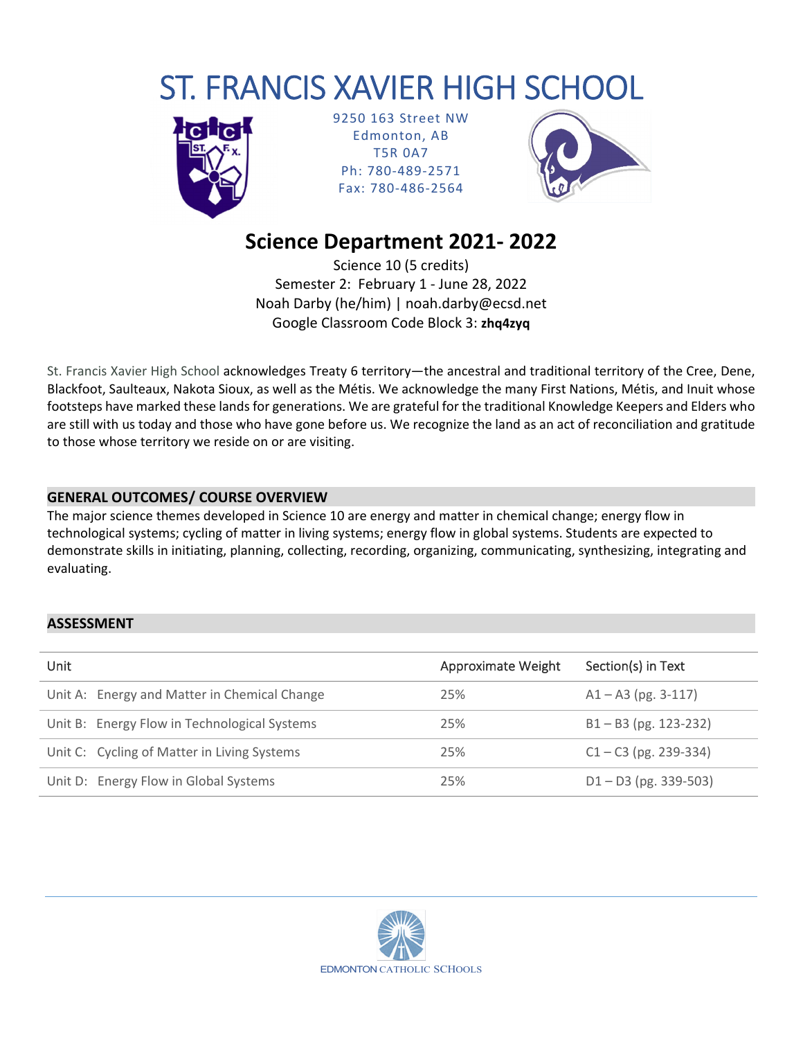# ST. FRANCIS XAVIER HIGH SCHOOL

9250 163 Street NW
Edmonton, AB
T5R 0A7
Ph: 780-489-2571
Fax: 780-486-2564

## Science Department 2021- 2022

Science 10 (5 credits)
Semester 2: February 1 - June 28, 2022
Noah Darby (he/him) | noah.darby@ecsd.net
Google Classroom Code Block 3: **zhq4zyq**

St. Francis Xavier High School acknowledges Treaty 6 territory—the ancestral and traditional territory of the Cree, Dene, Blackfoot, Saulteaux, Nakota Sioux, as well as the Métis. We acknowledge the many First Nations, Métis, and Inuit whose footsteps have marked these lands for generations. We are grateful for the traditional Knowledge Keepers and Elders who are still with us today and those who have gone before us. We recognize the land as an act of reconciliation and gratitude to those whose territory we reside on or are visiting.

### GENERAL OUTCOMES/ COURSE OVERVIEW

The major science themes developed in Science 10 are energy and matter in chemical change; energy flow in technological systems; cycling of matter in living systems; energy flow in global systems. Students are expected to demonstrate skills in initiating, planning, collecting, recording, organizing, communicating, synthesizing, integrating and evaluating.

### ASSESSMENT

| Unit | Approximate Weight | Section(s) in Text |
|---|---|---|
| Unit A: Energy and Matter in Chemical Change | 25% | A1 – A3 (pg. 3-117) |
| Unit B: Energy Flow in Technological Systems | 25% | B1 – B3 (pg. 123-232) |
| Unit C: Cycling of Matter in Living Systems | 25% | C1 – C3 (pg. 239-334) |
| Unit D: Energy Flow in Global Systems | 25% | D1 – D3 (pg. 339-503) |

EDMONTON CATHOLIC SCHOOLS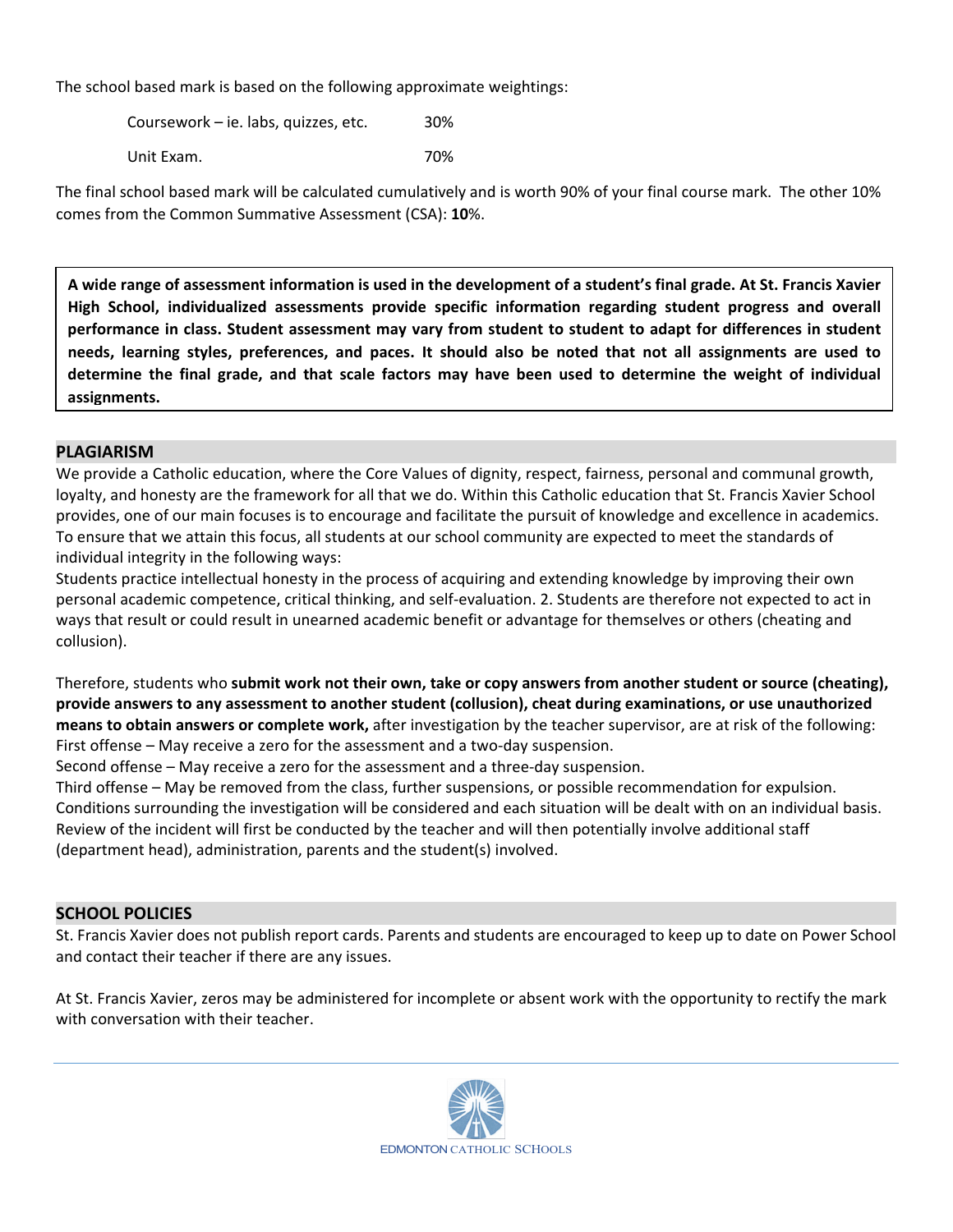The school based mark is based on the following approximate weightings:

| | |
|---|---|
| Coursework – ie. labs, quizzes, etc. | 30% |
| Unit Exam. | 70% |

The final school based mark will be calculated cumulatively and is worth 90% of your final course mark. The other 10% comes from the Common Summative Assessment (CSA): **10**%.

**A wide range of assessment information is used in the development of a student's final grade. At St. Francis Xavier High School, individualized assessments provide specific information regarding student progress and overall performance in class. Student assessment may vary from student to student to adapt for differences in student needs, learning styles, preferences, and paces. It should also be noted that not all assignments are used to determine the final grade, and that scale factors may have been used to determine the weight of individual assignments.**

## PLAGIARISM

We provide a Catholic education, where the Core Values of dignity, respect, fairness, personal and communal growth, loyalty, and honesty are the framework for all that we do. Within this Catholic education that St. Francis Xavier School provides, one of our main focuses is to encourage and facilitate the pursuit of knowledge and excellence in academics. To ensure that we attain this focus, all students at our school community are expected to meet the standards of individual integrity in the following ways:

Students practice intellectual honesty in the process of acquiring and extending knowledge by improving their own personal academic competence, critical thinking, and self-evaluation. 2. Students are therefore not expected to act in ways that result or could result in unearned academic benefit or advantage for themselves or others (cheating and collusion).

Therefore, students who **submit work not their own, take or copy answers from another student or source (cheating), provide answers to any assessment to another student (collusion), cheat during examinations, or use unauthorized means to obtain answers or complete work,** after investigation by the teacher supervisor, are at risk of the following:
First offense – May receive a zero for the assessment and a two-day suspension.
Second offense – May receive a zero for the assessment and a three-day suspension.
Third offense – May be removed from the class, further suspensions, or possible recommendation for expulsion.
Conditions surrounding the investigation will be considered and each situation will be dealt with on an individual basis. Review of the incident will first be conducted by the teacher and will then potentially involve additional staff (department head), administration, parents and the student(s) involved.

## SCHOOL POLICIES

St. Francis Xavier does not publish report cards. Parents and students are encouraged to keep up to date on Power School and contact their teacher if there are any issues.

At St. Francis Xavier, zeros may be administered for incomplete or absent work with the opportunity to rectify the mark with conversation with their teacher.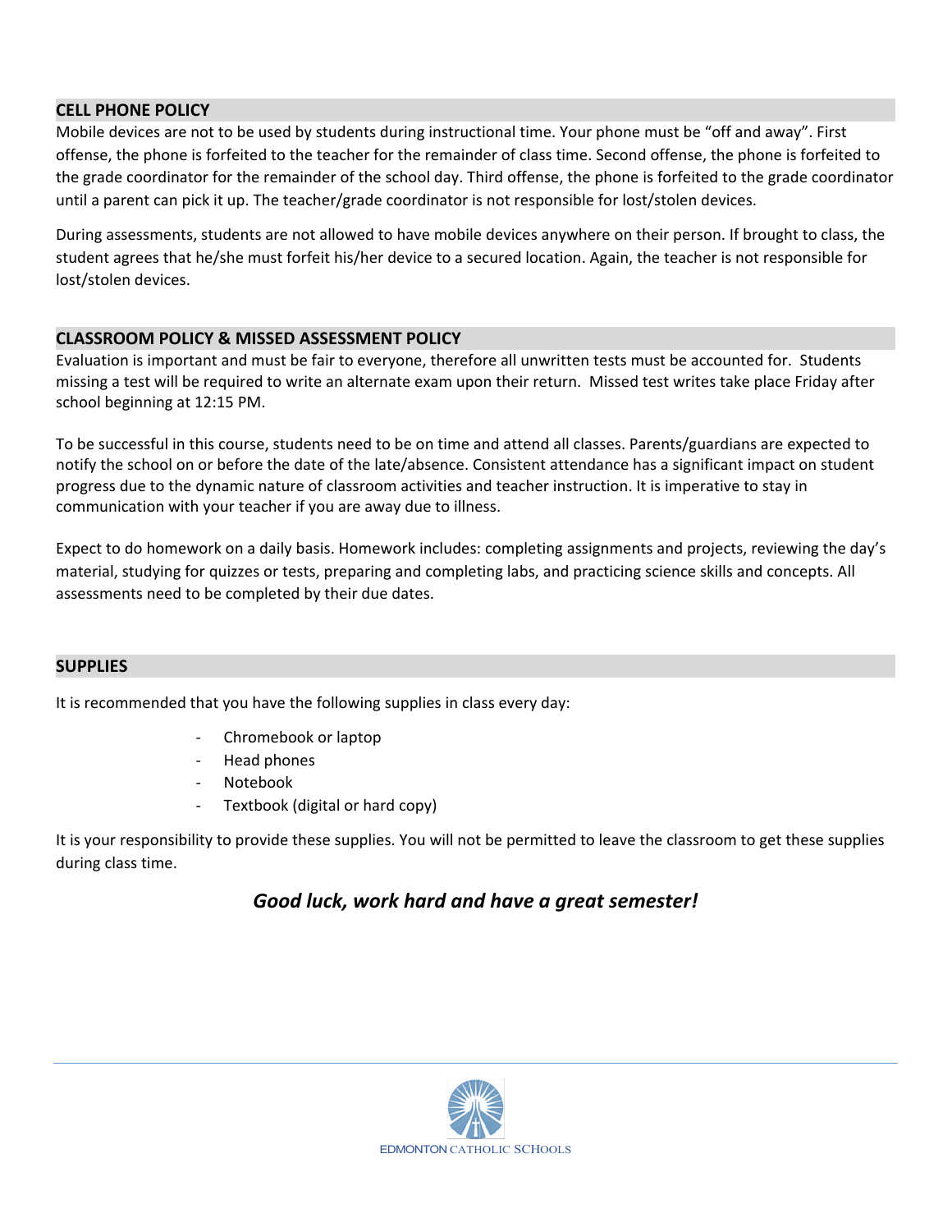## CELL PHONE POLICY

Mobile devices are not to be used by students during instructional time. Your phone must be "off and away". First offense, the phone is forfeited to the teacher for the remainder of class time. Second offense, the phone is forfeited to the grade coordinator for the remainder of the school day. Third offense, the phone is forfeited to the grade coordinator until a parent can pick it up. The teacher/grade coordinator is not responsible for lost/stolen devices.

During assessments, students are not allowed to have mobile devices anywhere on their person. If brought to class, the student agrees that he/she must forfeit his/her device to a secured location. Again, the teacher is not responsible for lost/stolen devices.

## CLASSROOM POLICY & MISSED ASSESSMENT POLICY

Evaluation is important and must be fair to everyone, therefore all unwritten tests must be accounted for. Students missing a test will be required to write an alternate exam upon their return. Missed test writes take place Friday after school beginning at 12:15 PM.

To be successful in this course, students need to be on time and attend all classes. Parents/guardians are expected to notify the school on or before the date of the late/absence. Consistent attendance has a significant impact on student progress due to the dynamic nature of classroom activities and teacher instruction. It is imperative to stay in communication with your teacher if you are away due to illness.

Expect to do homework on a daily basis. Homework includes: completing assignments and projects, reviewing the day's material, studying for quizzes or tests, preparing and completing labs, and practicing science skills and concepts. All assessments need to be completed by their due dates.

## SUPPLIES

It is recommended that you have the following supplies in class every day:

- Chromebook or laptop
- Head phones
- Notebook
- Textbook (digital or hard copy)

It is your responsibility to provide these supplies. You will not be permitted to leave the classroom to get these supplies during class time.

***Good luck, work hard and have a great semester!***

EDMONTON CATHOLIC SCHOOLS